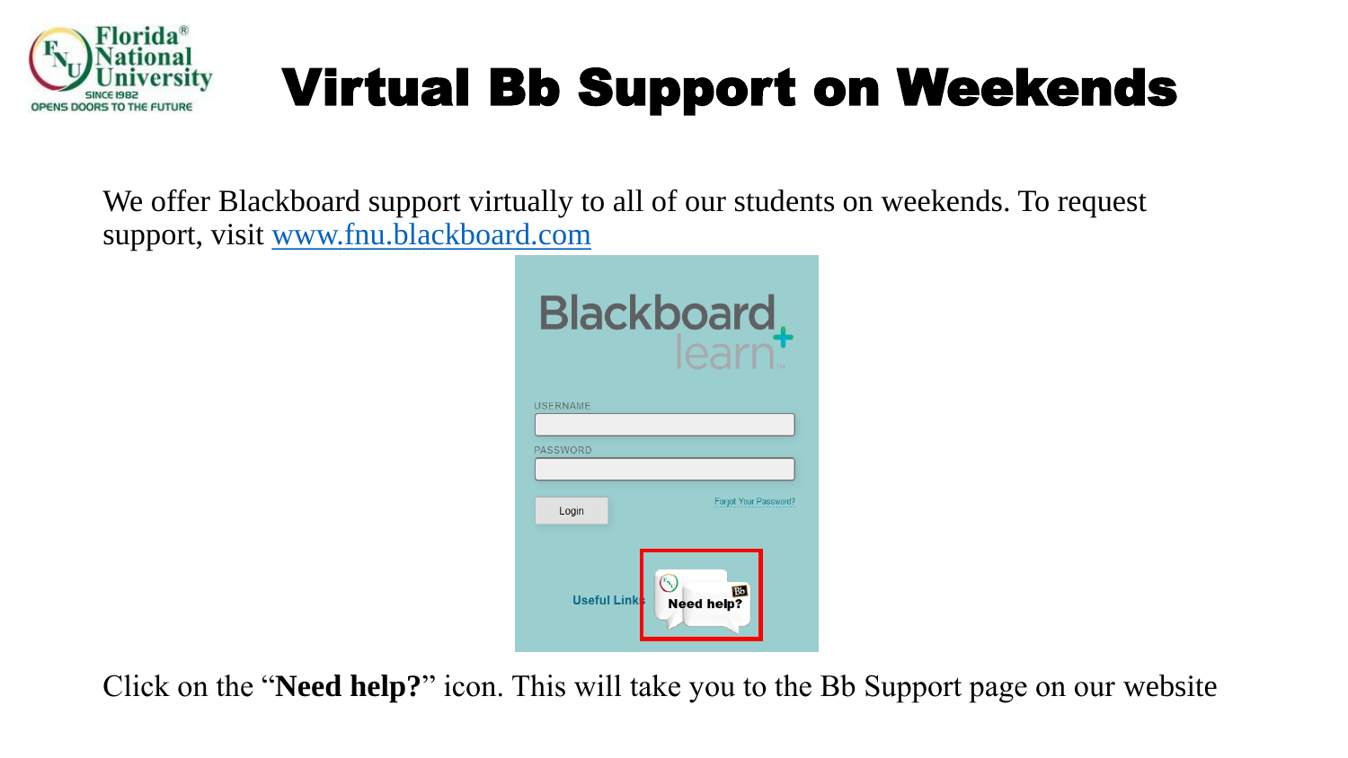# Virtual Bb Support on Weekends

We offer Blackboard support virtually to all of our students on weekends. To request support, visit [www.fnu.blackboard.com](http://www.fnu.blackboard.com)

Click on the "**Need help?**" icon. This will take you to the Bb Support page on our website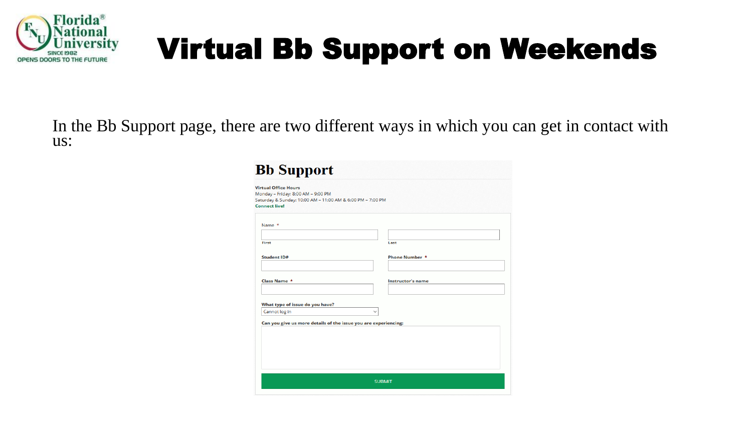# Virtual Bb Support on Weekends

In the Bb Support page, there are two different ways in which you can get in contact with us:

## Bb Support

**Virtual Office Hours**
Monday – Friday: 8:00 AM – 9:00 PM
Saturday & Sunday: 10:00 AM – 11:00 AM & 6:00 PM – 7:00 PM
**Connect live!**

Name *
First | Last

**Student ID#**

**Phone Number** *

**Class Name** *

**Instructor's name**

**What type of issue do you have?**
Cannot log in

**Can you give us more details of the issue you are experiencing:**

SUBMIT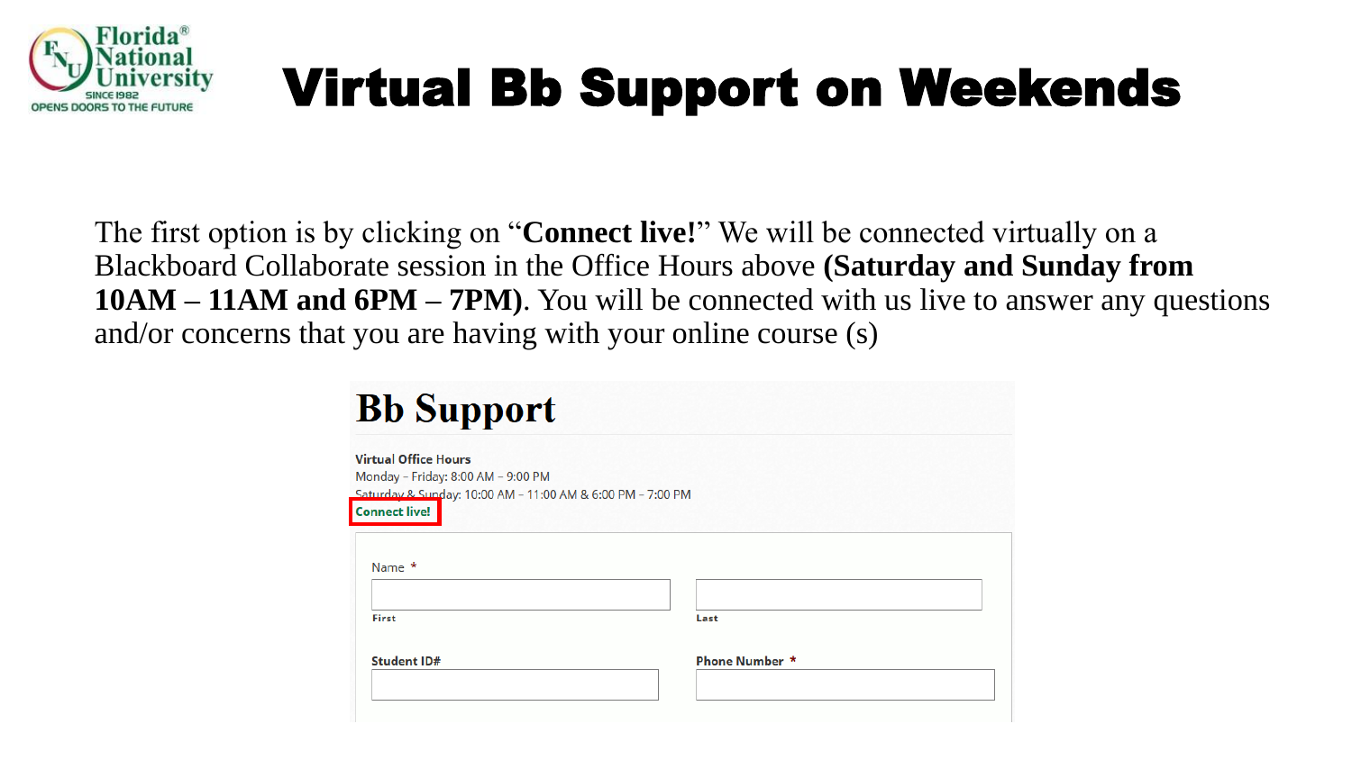Florida National University
SINCE 1982
OPENS DOORS TO THE FUTURE

# Virtual Bb Support on Weekends

The first option is by clicking on "**Connect live!**" We will be connected virtually on a Blackboard Collaborate session in the Office Hours above **(Saturday and Sunday from 10AM – 11AM and 6PM – 7PM)**. You will be connected with us live to answer any questions and/or concerns that you are having with your online course (s)

## Bb Support

**Virtual Office Hours**
Monday – Friday: 8:00 AM – 9:00 PM
Saturday & Sunday: 10:00 AM – 11:00 AM & 6:00 PM – 7:00 PM
**Connect live!**

Name *

First | Last

**Student ID#** | **Phone Number** *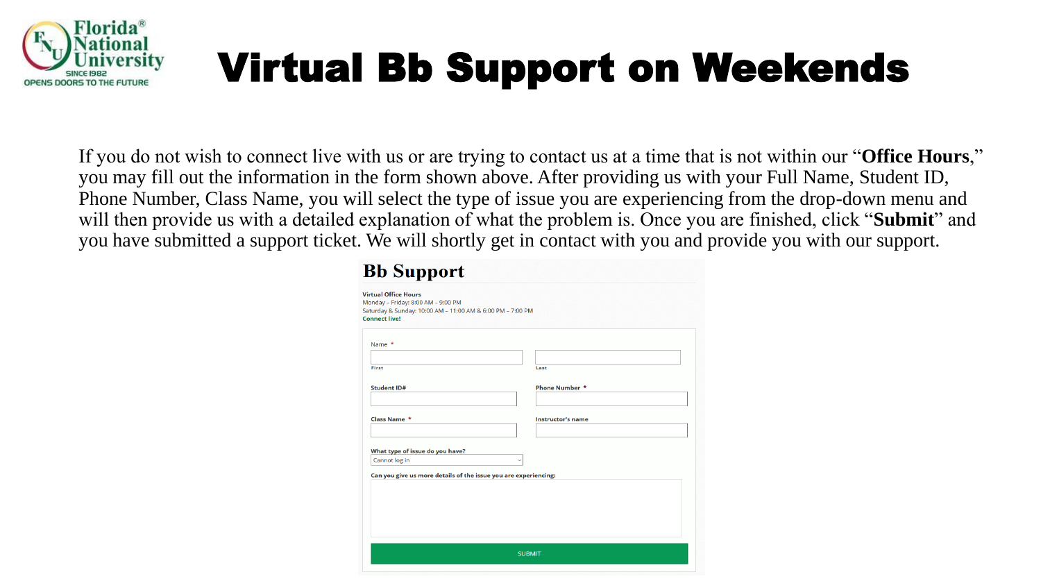# Virtual Bb Support on Weekends

If you do not wish to connect live with us or are trying to contact us at a time that is not within our "**Office Hours**," you may fill out the information in the form shown above. After providing us with your Full Name, Student ID, Phone Number, Class Name, you will select the type of issue you are experiencing from the drop-down menu and will then provide us with a detailed explanation of what the problem is. Once you are finished, click "**Submit**" and you have submitted a support ticket. We will shortly get in contact with you and provide you with our support.

## Bb Support

**Virtual Office Hours**
Monday – Friday: 8:00 AM – 9:00 PM
Saturday & Sunday: 10:00 AM – 11:00 AM & 6:00 PM – 7:00 PM
**Connect live!**

Name *
First
Last

**Student ID#**

**Phone Number** *

**Class Name** *

**Instructor's name**

**What type of issue do you have?**
Cannot log in

**Can you give us more details of the issue you are experiencing:**

SUBMIT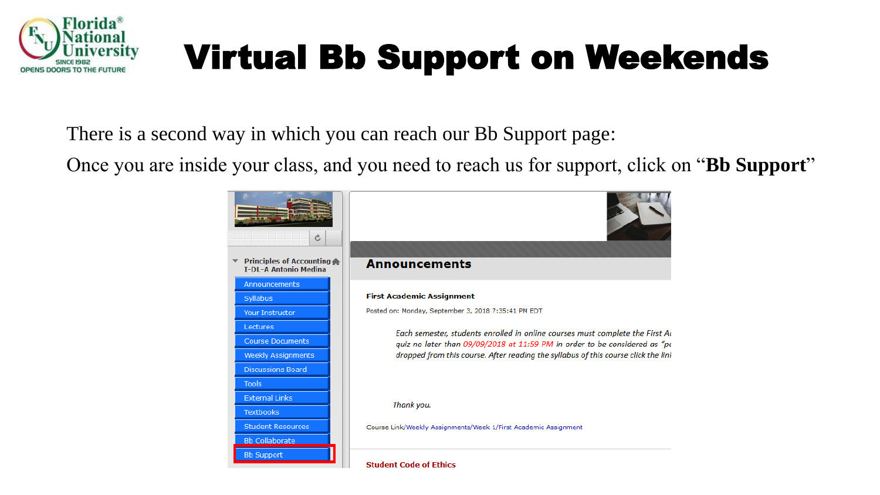# Virtual Bb Support on Weekends

There is a second way in which you can reach our Bb Support page:

Once you are inside your class, and you need to reach us for support, click on "**Bb Support**"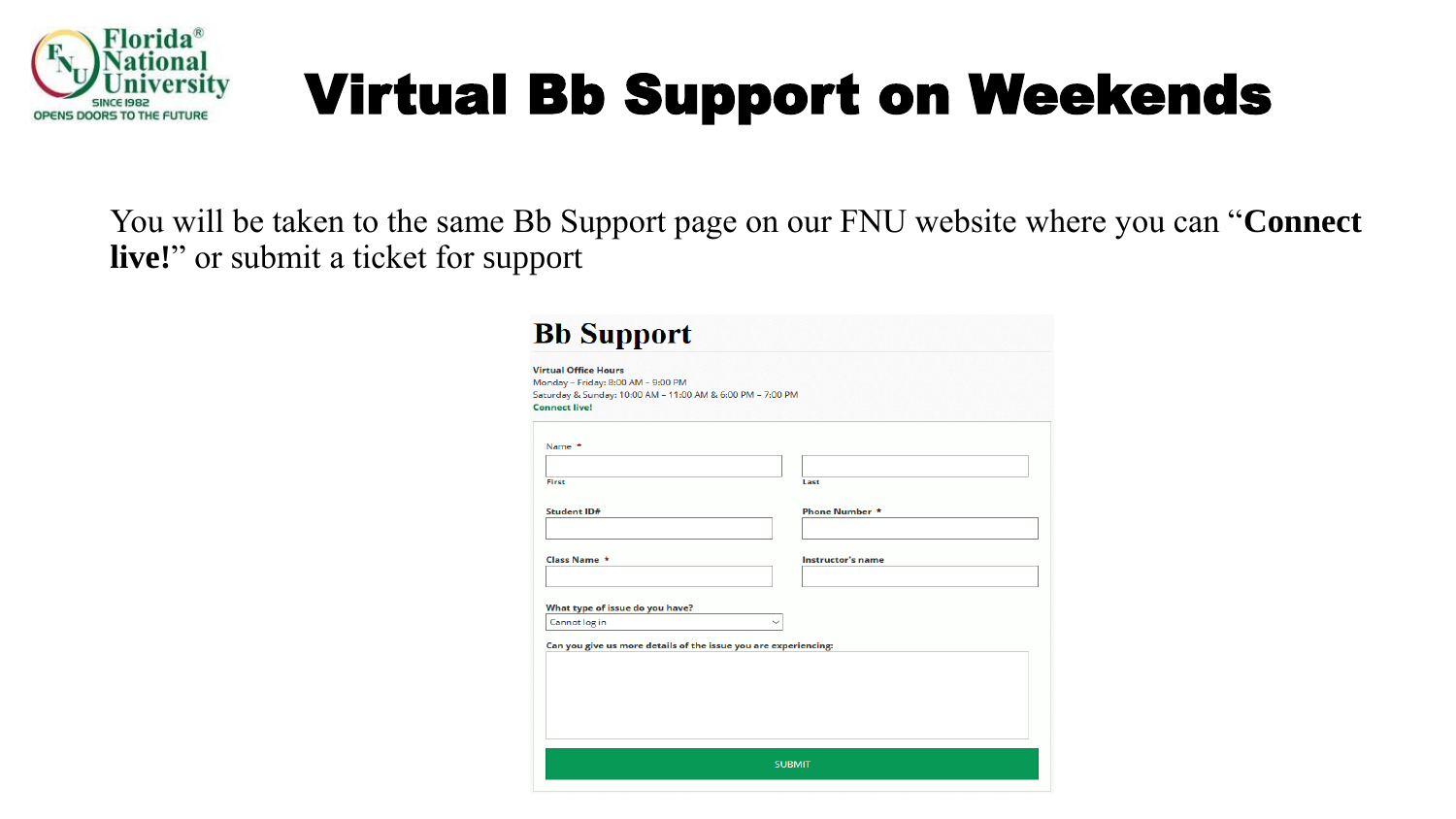# Virtual Bb Support on Weekends

You will be taken to the same Bb Support page on our FNU website where you can "**Connect live!**" or submit a ticket for support

## Bb Support

**Virtual Office Hours**

Monday – Friday: 8:00 AM – 9:00 PM

Saturday & Sunday: 10:00 AM – 11:00 AM & 6:00 PM – 7:00 PM

**Connect live!**

Name *

First

Last

**Student ID#**

**Phone Number ***

**Class Name ***

**Instructor's name**

**What type of issue do you have?**

Cannot log in

**Can you give us more details of the issue you are experiencing:**

SUBMIT